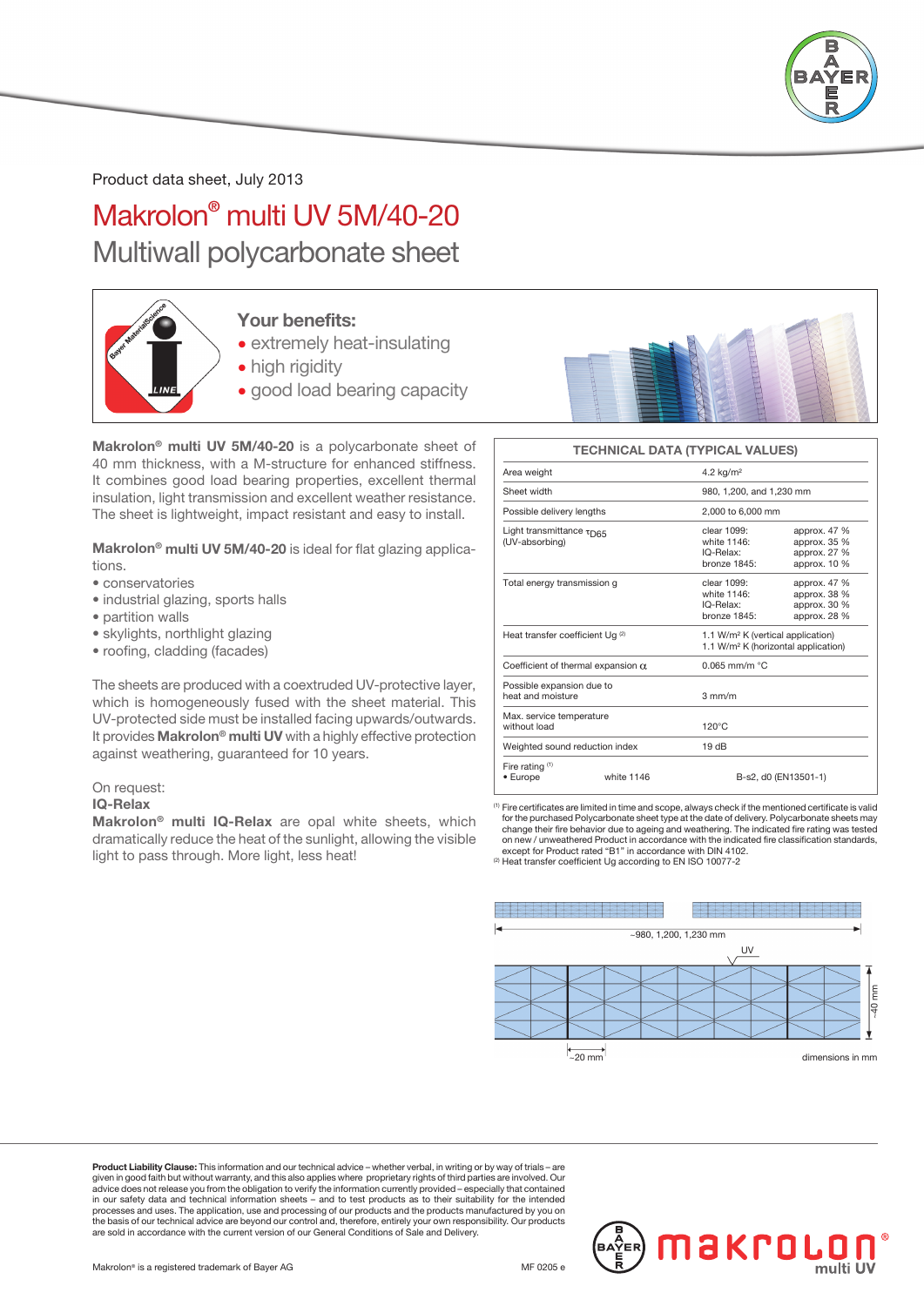Product data sheet, July 2013

# Makrolon® multi UV 5M/40-20

## Multiwall polycarbonate sheet

### Your benefits:

- extremely heat-insulating
- high rigidity
- good load bearing capacity

**Makrolon® multi UV 5M/40-20** is a polycarbonate sheet of 40 mm thickness, with a M-structure for enhanced stiffness. It combines good load bearing properties, excellent thermal insulation, light transmission and excellent weather resistance. The sheet is lightweight, impact resistant and easy to install.

**Makrolon® multi UV 5M/40-20** is ideal for flat glazing applications.

- conservatories
- industrial glazing, sports halls
- partition walls
- skylights, northlight glazing
- roofing, cladding (facades)

The sheets are produced with a coextruded UV-protective layer, which is homogeneously fused with the sheet material. This UV-protected side must be installed facing upwards/outwards. It provides **Makrolon® multi UV** with a highly effective protection against weathering, guaranteed for 10 years.

On request:
**IQ-Relax**
**Makrolon® multi IQ-Relax** are opal white sheets, which dramatically reduce the heat of the sunlight, allowing the visible light to pass through. More light, less heat!

| TECHNICAL DATA (TYPICAL VALUES) | | |
|---|---|---|
| Area weight | 4.2 kg/m² | |
| Sheet width | 980, 1,200, and 1,230 mm | |
| Possible delivery lengths | 2,000 to 6,000 mm | |
| Light transmittance $\tau_{D65}$ (UV-absorbing) | clear 1099:<br>white 1146:<br>IQ-Relax:<br>bronze 1845: | approx. 47 %<br>approx. 35 %<br>approx. 27 %<br>approx. 10 % |
| Total energy transmission g | clear 1099:<br>white 1146:<br>IQ-Relax:<br>bronze 1845: | approx. 47 %<br>approx. 38 %<br>approx. 30 %<br>approx. 28 % |
| Heat transfer coefficient Ug [2] | 1.1 W/m² K (vertical application)<br>1.1 W/m² K (horizontal application) | |
| Coefficient of thermal expansion $\alpha$ | 0.065 mm/m °C | |
| Possible expansion due to heat and moisture | 3 mm/m | |
| Max. service temperature without load | 120°C | |
| Weighted sound reduction index | 19 dB | |
| Fire rating [1]<br>• Europe white 1146 | B-s2, d0 (EN13501-1) | |

[1] Fire certificates are limited in time and scope, always check if the mentioned certificate is valid for the purchased Polycarbonate sheet type at the date of delivery. Polycarbonate sheets may change their fire behavior due to ageing and weathering. The indicated fire rating was tested on new / unweathered Product in accordance with the indicated fire classification standards, except for Product rated "B1" in accordance with DIN 4102.
[2] Heat transfer coefficient Ug according to EN ISO 10077-2

~980, 1,200, 1,230 mm

UV

~40 mm

~20 mm

dimensions in mm

**Product Liability Clause:** This information and our technical advice – whether verbal, in writing or by way of trials – are given in good faith but without warranty, and this also applies where proprietary rights of third parties are involved. Our advice does not release you from the obligation to verify the information currently provided – especially that contained in our safety data and technical information sheets – and to test products as to their suitability for the intended processes and uses. The application, use and processing of our products and the products manufactured by you on the basis of our technical advice are beyond our control and, therefore, entirely your own responsibility. Our products are sold in accordance with the current version of our General Conditions of Sale and Delivery.

Makrolon® is a registered trademark of Bayer AG

MF 0205 e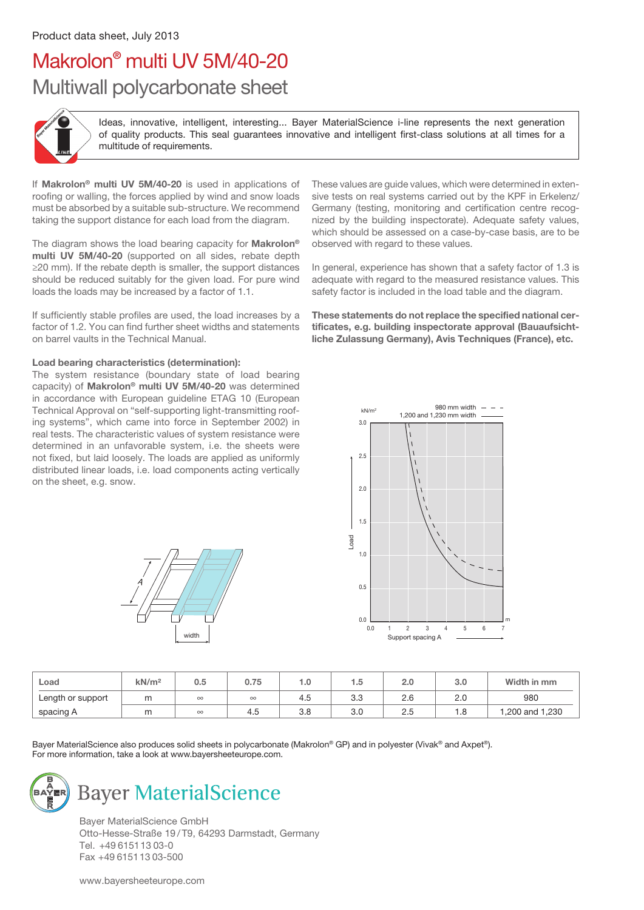Product data sheet, July 2013

# Makrolon® multi UV 5M/40-20

## Multiwall polycarbonate sheet

Ideas, innovative, intelligent, interesting... Bayer MaterialScience i-line represents the next generation of quality products. This seal guarantees innovative and intelligent first-class solutions at all times for a multitude of requirements.

If **Makrolon® multi UV 5M/40-20** is used in applications of roofing or walling, the forces applied by wind and snow loads must be absorbed by a suitable sub-structure. We recommend taking the support distance for each load from the diagram.

The diagram shows the load bearing capacity for **Makrolon® multi UV 5M/40-20** (supported on all sides, rebate depth ≥20 mm). If the rebate depth is smaller, the support distances should be reduced suitably for the given load. For pure wind loads the loads may be increased by a factor of 1.1.

If sufficiently stable profiles are used, the load increases by a factor of 1.2. You can find further sheet widths and statements on barrel vaults in the Technical Manual.

**Load bearing characteristics (determination):**
The system resistance (boundary state of load bearing capacity) of **Makrolon® multi UV 5M/40-20** was determined in accordance with European guideline ETAG 10 (European Technical Approval on “self-supporting light-transmitting roofing systems”, which came into force in September 2002) in real tests. The characteristic values of system resistance were determined in an unfavorable system, i.e. the sheets were not fixed, but laid loosely. The loads are applied as uniformly distributed linear loads, i.e. load components acting vertically on the sheet, e.g. snow.

These values are guide values, which were determined in extensive tests on real systems carried out by the KPF in Erkelenz/Germany (testing, monitoring and certification centre recognized by the building inspectorate). Adequate safety values, which should be assessed on a case-by-case basis, are to be observed with regard to these values.

In general, experience has shown that a safety factor of 1.3 is adequate with regard to the measured resistance values. This safety factor is included in the load table and the diagram.

**These statements do not replace the specified national certificates, e.g. building inspectorate approval (Bauaufsichtliche Zulassung Germany), Avis Techniques (France), etc.**

A

width

kN/m²

980 mm width

1,200 and 1,230 mm width

Load

3.0
2.5
2.0
1.5
1.0
0.5
0.0

0.0 1 2 3 4 5 6 7 m

Support spacing A

| Load | kN/m² | 0.5 | 0.75 | 1.0 | 1.5 | 2.0 | 3.0 | Width in mm |
|---|---|---|---|---|---|---|---|---|
| Length or support | m | ∞ | ∞ | 4.5 | 3.3 | 2.6 | 2.0 | 980 |
| spacing A | m | ∞ | 4.5 | 3.8 | 3.0 | 2.5 | 1.8 | 1,200 and 1,230 |

Bayer MaterialScience also produces solid sheets in polycarbonate (Makrolon® GP) and in polyester (Vivak® and Axpet®).
For more information, take a look at www.bayersheeteurope.com.

Bayer MaterialScience

Bayer MaterialScience GmbH
Otto-Hesse-Straße 19 / T9, 64293 Darmstadt, Germany
Tel. +49 6151 13 03-0
Fax +49 6151 13 03-500

www.bayersheeteurope.com